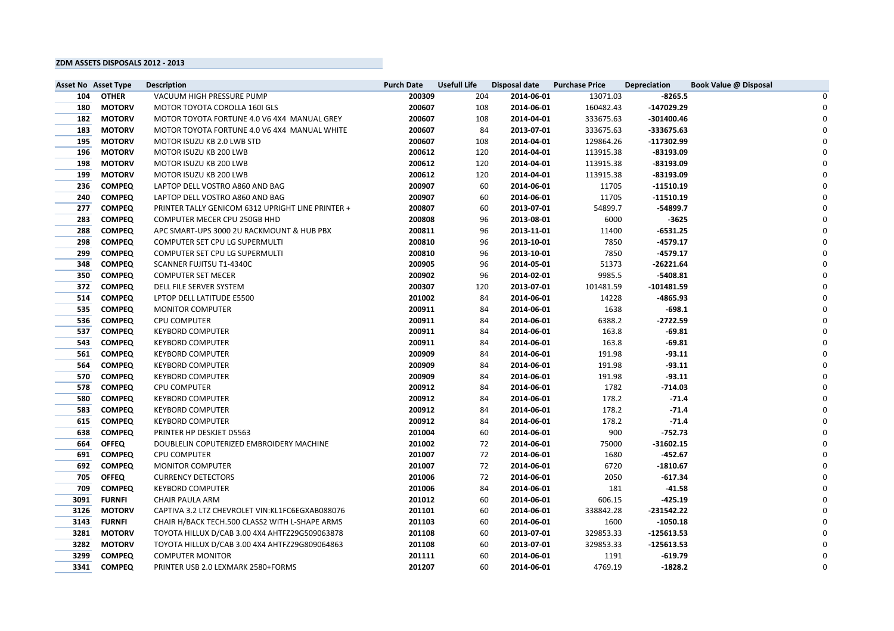**ZDM ASSETS DISPOSALS 2012 - 2013**

| Asset No | Asset Type | Description | Purch Date | Usefull Life | Disposal date | Purchase Price | Depreciation | Book Value @ Disposal |
|---|---|---|---|---|---|---|---|---|
| 104 | OTHER | VACUUM HIGH PRESSURE PUMP | 200309 | 204 | 2014-06-01 | 13071.03 | -8265.5 | 0 |
| 180 | MOTORV | MOTOR TOYOTA COROLLA 160I GLS | 200607 | 108 | 2014-06-01 | 160482.43 | -147029.29 | 0 |
| 182 | MOTORV | MOTOR TOYOTA FORTUNE 4.0 V6 4X4 MANUAL GREY | 200607 | 108 | 2014-04-01 | 333675.63 | -301400.46 | 0 |
| 183 | MOTORV | MOTOR TOYOTA FORTUNE 4.0 V6 4X4 MANUAL WHITE | 200607 | 84 | 2013-07-01 | 333675.63 | -333675.63 | 0 |
| 195 | MOTORV | MOTOR ISUZU KB 2.0 LWB STD | 200607 | 108 | 2014-04-01 | 129864.26 | -117302.99 | 0 |
| 196 | MOTORV | MOTOR ISUZU KB 200 LWB | 200612 | 120 | 2014-04-01 | 113915.38 | -83193.09 | 0 |
| 198 | MOTORV | MOTOR ISUZU KB 200 LWB | 200612 | 120 | 2014-04-01 | 113915.38 | -83193.09 | 0 |
| 199 | MOTORV | MOTOR ISUZU KB 200 LWB | 200612 | 120 | 2014-04-01 | 113915.38 | -83193.09 | 0 |
| 236 | COMPEQ | LAPTOP DELL VOSTRO A860 AND BAG | 200907 | 60 | 2014-06-01 | 11705 | -11510.19 | 0 |
| 240 | COMPEQ | LAPTOP DELL VOSTRO A860 AND BAG | 200907 | 60 | 2014-06-01 | 11705 | -11510.19 | 0 |
| 277 | COMPEQ | PRINTER TALLY GENICOM 6312 UPRIGHT LINE PRINTER + | 200807 | 60 | 2013-07-01 | 54899.7 | -54899.7 | 0 |
| 283 | COMPEQ | COMPUTER MECER CPU 250GB HHD | 200808 | 96 | 2013-08-01 | 6000 | -3625 | 0 |
| 288 | COMPEQ | APC SMART-UPS 3000 2U RACKMOUNT & HUB PBX | 200811 | 96 | 2013-11-01 | 11400 | -6531.25 | 0 |
| 298 | COMPEQ | COMPUTER SET CPU LG SUPERMULTI | 200810 | 96 | 2013-10-01 | 7850 | -4579.17 | 0 |
| 299 | COMPEQ | COMPUTER SET CPU LG SUPERMULTI | 200810 | 96 | 2013-10-01 | 7850 | -4579.17 | 0 |
| 348 | COMPEQ | SCANNER FUJITSU T1-4340C | 200905 | 96 | 2014-05-01 | 51373 | -26221.64 | 0 |
| 350 | COMPEQ | COMPUTER SET MECER | 200902 | 96 | 2014-02-01 | 9985.5 | -5408.81 | 0 |
| 372 | COMPEQ | DELL FILE SERVER SYSTEM | 200307 | 120 | 2013-07-01 | 101481.59 | -101481.59 | 0 |
| 514 | COMPEQ | LPTOP DELL LATITUDE E5500 | 201002 | 84 | 2014-06-01 | 14228 | -4865.93 | 0 |
| 535 | COMPEQ | MONITOR COMPUTER | 200911 | 84 | 2014-06-01 | 1638 | -698.1 | 0 |
| 536 | COMPEQ | CPU COMPUTER | 200911 | 84 | 2014-06-01 | 6388.2 | -2722.59 | 0 |
| 537 | COMPEQ | KEYBORD COMPUTER | 200911 | 84 | 2014-06-01 | 163.8 | -69.81 | 0 |
| 543 | COMPEQ | KEYBORD COMPUTER | 200911 | 84 | 2014-06-01 | 163.8 | -69.81 | 0 |
| 561 | COMPEQ | KEYBORD COMPUTER | 200909 | 84 | 2014-06-01 | 191.98 | -93.11 | 0 |
| 564 | COMPEQ | KEYBORD COMPUTER | 200909 | 84 | 2014-06-01 | 191.98 | -93.11 | 0 |
| 570 | COMPEQ | KEYBORD COMPUTER | 200909 | 84 | 2014-06-01 | 191.98 | -93.11 | 0 |
| 578 | COMPEQ | CPU COMPUTER | 200912 | 84 | 2014-06-01 | 1782 | -714.03 | 0 |
| 580 | COMPEQ | KEYBORD COMPUTER | 200912 | 84 | 2014-06-01 | 178.2 | -71.4 | 0 |
| 583 | COMPEQ | KEYBORD COMPUTER | 200912 | 84 | 2014-06-01 | 178.2 | -71.4 | 0 |
| 615 | COMPEQ | KEYBORD COMPUTER | 200912 | 84 | 2014-06-01 | 178.2 | -71.4 | 0 |
| 638 | COMPEQ | PRINTER HP DESKJET D5563 | 201004 | 60 | 2014-06-01 | 900 | -752.73 | 0 |
| 664 | OFFEQ | DOUBLELIN COPUTERIZED EMBROIDERY MACHINE | 201002 | 72 | 2014-06-01 | 75000 | -31602.15 | 0 |
| 691 | COMPEQ | CPU COMPUTER | 201007 | 72 | 2014-06-01 | 1680 | -452.67 | 0 |
| 692 | COMPEQ | MONITOR COMPUTER | 201007 | 72 | 2014-06-01 | 6720 | -1810.67 | 0 |
| 705 | OFFEQ | CURRENCY DETECTORS | 201006 | 72 | 2014-06-01 | 2050 | -617.34 | 0 |
| 709 | COMPEQ | KEYBORD COMPUTER | 201006 | 84 | 2014-06-01 | 181 | -41.58 | 0 |
| 3091 | FURNFI | CHAIR PAULA ARM | 201012 | 60 | 2014-06-01 | 606.15 | -425.19 | 0 |
| 3126 | MOTORV | CAPTIVA 3.2 LTZ CHEVROLET VIN:KL1FC6EGXAB088076 | 201101 | 60 | 2014-06-01 | 338842.28 | -231542.22 | 0 |
| 3143 | FURNFI | CHAIR H/BACK TECH.500 CLASS2 WITH L-SHAPE ARMS | 201103 | 60 | 2014-06-01 | 1600 | -1050.18 | 0 |
| 3281 | MOTORV | TOYOTA HILLUX D/CAB 3.00 4X4 AHTFZ29G509063878 | 201108 | 60 | 2013-07-01 | 329853.33 | -125613.53 | 0 |
| 3282 | MOTORV | TOYOTA HILLUX D/CAB 3.00 4X4 AHTFZ29G809064863 | 201108 | 60 | 2013-07-01 | 329853.33 | -125613.53 | 0 |
| 3299 | COMPEQ | COMPUTER MONITOR | 201111 | 60 | 2014-06-01 | 1191 | -619.79 | 0 |
| 3341 | COMPEQ | PRINTER USB 2.0 LEXMARK 2580+FORMS | 201207 | 60 | 2014-06-01 | 4769.19 | -1828.2 | 0 |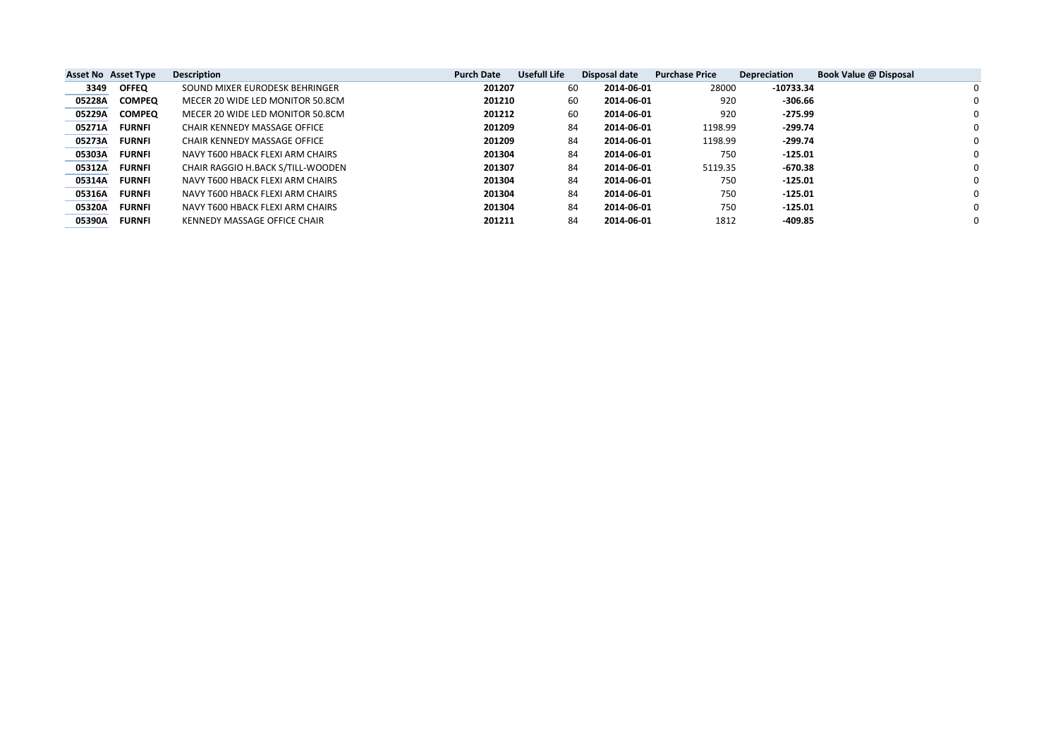| Asset No | Asset Type | Description | Purch Date | Usefull Life | Disposal date | Purchase Price | Depreciation | Book Value @ Disposal |
|---|---|---|---|---|---|---|---|---|
| **3349** | **OFFEQ** | SOUND MIXER EURODESK BEHRINGER | **201207** | 60 | **2014-06-01** | 28000 | **-10733.34** | 0 |
| **05228A** | **COMPEQ** | MECER 20 WIDE LED MONITOR 50.8CM | **201210** | 60 | **2014-06-01** | 920 | **-306.66** | 0 |
| **05229A** | **COMPEQ** | MECER 20 WIDE LED MONITOR 50.8CM | **201212** | 60 | **2014-06-01** | 920 | **-275.99** | 0 |
| **05271A** | **FURNFI** | CHAIR KENNEDY MASSAGE OFFICE | **201209** | 84 | **2014-06-01** | 1198.99 | **-299.74** | 0 |
| **05273A** | **FURNFI** | CHAIR KENNEDY MASSAGE OFFICE | **201209** | 84 | **2014-06-01** | 1198.99 | **-299.74** | 0 |
| **05303A** | **FURNFI** | NAVY T600 HBACK FLEXI ARM CHAIRS | **201304** | 84 | **2014-06-01** | 750 | **-125.01** | 0 |
| **05312A** | **FURNFI** | CHAIR RAGGIO H.BACK S/TILL-WOODEN | **201307** | 84 | **2014-06-01** | 5119.35 | **-670.38** | 0 |
| **05314A** | **FURNFI** | NAVY T600 HBACK FLEXI ARM CHAIRS | **201304** | 84 | **2014-06-01** | 750 | **-125.01** | 0 |
| **05316A** | **FURNFI** | NAVY T600 HBACK FLEXI ARM CHAIRS | **201304** | 84 | **2014-06-01** | 750 | **-125.01** | 0 |
| **05320A** | **FURNFI** | NAVY T600 HBACK FLEXI ARM CHAIRS | **201304** | 84 | **2014-06-01** | 750 | **-125.01** | 0 |
| **05390A** | **FURNFI** | KENNEDY MASSAGE OFFICE CHAIR | **201211** | 84 | **2014-06-01** | 1812 | **-409.85** | 0 |